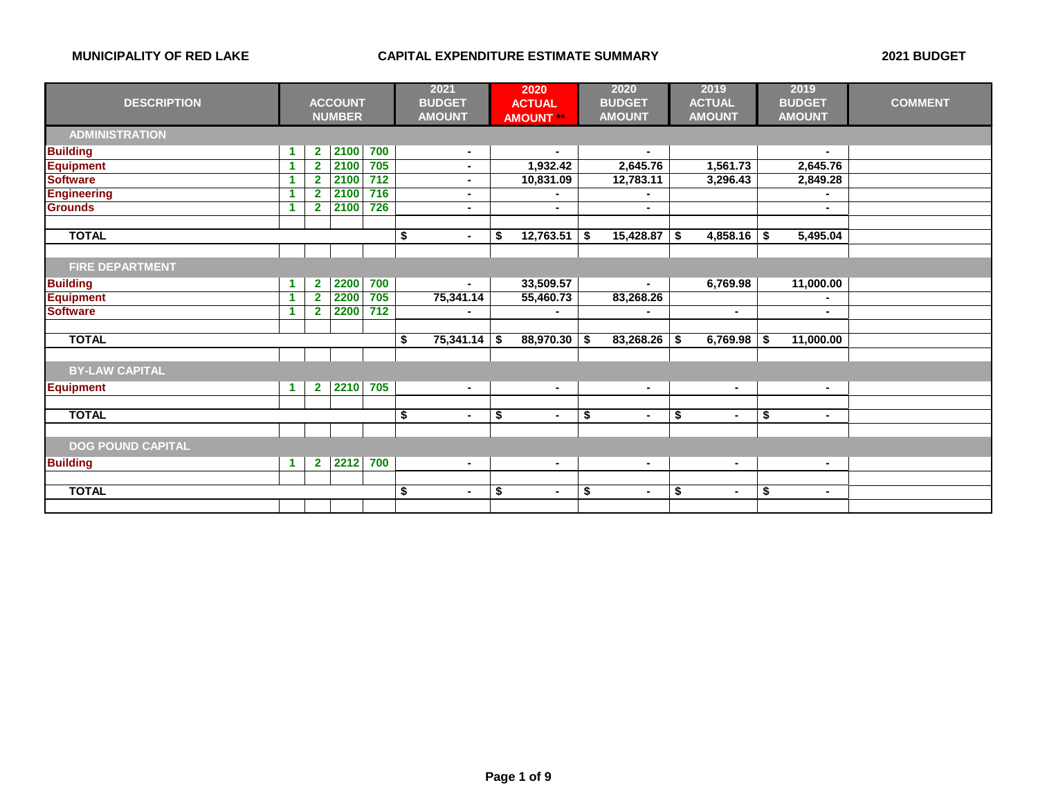**MUNICIPALITY OF RED LAKE** | **CAPITAL EXPENDITURE ESTIMATE SUMMARY** | **2021 BUDGET**

| DESCRIPTION | ACCOUNT NUMBER | | | | 2021 BUDGET AMOUNT | 2020 ACTUAL AMOUNT ** | 2020 BUDGET AMOUNT | 2019 ACTUAL AMOUNT | 2019 BUDGET AMOUNT | COMMENT |
|---|---|---|---|---|---|---|---|---|---|---|
| **ADMINISTRATION** | | | | | | | | | | |
| Building | 1 | 2 | 2100 | 700 | - | - | - | | - | |
| Equipment | 1 | 2 | 2100 | 705 | - | 1,932.42 | 2,645.76 | 1,561.73 | 2,645.76 | |
| Software | 1 | 2 | 2100 | 712 | - | 10,831.09 | 12,783.11 | 3,296.43 | 2,849.28 | |
| Engineering | 1 | 2 | 2100 | 716 | - | - | - | | - | |
| Grounds | 1 | 2 | 2100 | 726 | - | - | - | | - | |
| **TOTAL** | | | | | $ - | $ 12,763.51 | $ 15,428.87 | $ 4,858.16 | $ 5,495.04 | |
| **FIRE DEPARTMENT** | | | | | | | | | | |
| Building | 1 | 2 | 2200 | 700 | - | 33,509.57 | - | 6,769.98 | 11,000.00 | |
| Equipment | 1 | 2 | 2200 | 705 | 75,341.14 | 55,460.73 | 83,268.26 | | - | |
| Software | 1 | 2 | 2200 | 712 | - | - | - | - | - | |
| **TOTAL** | | | | | $ 75,341.14 | $ 88,970.30 | $ 83,268.26 | $ 6,769.98 | $ 11,000.00 | |
| **BY-LAW CAPITAL** | | | | | | | | | | |
| Equipment | 1 | 2 | 2210 | 705 | - | - | - | - | - | |
| **TOTAL** | | | | | $ - | $ - | $ - | $ - | $ - | |
| **DOG POUND CAPITAL** | | | | | | | | | | |
| Building | 1 | 2 | 2212 | 700 | - | - | - | - | - | |
| **TOTAL** | | | | | $ - | $ - | $ - | $ - | $ - | |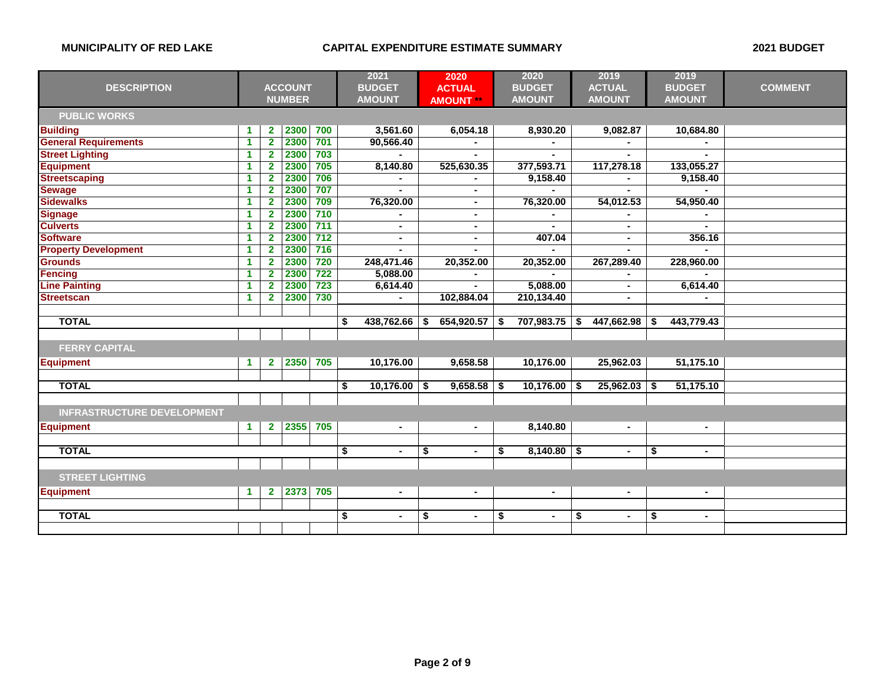MUNICIPALITY OF RED LAKE — CAPITAL EXPENDITURE ESTIMATE SUMMARY — 2021 BUDGET

| DESCRIPTION | ACCOUNT NUMBER | | | | 2021 BUDGET AMOUNT | 2020 ACTUAL AMOUNT ** | 2020 BUDGET AMOUNT | 2019 ACTUAL AMOUNT | 2019 BUDGET AMOUNT | COMMENT |
|---|---|---|---|---|---|---|---|---|---|---|
| **PUBLIC WORKS** | | | | | | | | | | |
| Building | 1 | 2 | 2300 | 700 | 3,561.60 | 6,054.18 | 8,930.20 | 9,082.87 | 10,684.80 | |
| General Requirements | 1 | 2 | 2300 | 701 | 90,566.40 | - | - | - | - | |
| Street Lighting | 1 | 2 | 2300 | 703 | - | - | - | - | - | |
| Equipment | 1 | 2 | 2300 | 705 | 8,140.80 | 525,630.35 | 377,593.71 | 117,278.18 | 133,055.27 | |
| Streetscaping | 1 | 2 | 2300 | 706 | - | - | 9,158.40 | - | 9,158.40 | |
| Sewage | 1 | 2 | 2300 | 707 | - | - | - | - | - | |
| Sidewalks | 1 | 2 | 2300 | 709 | 76,320.00 | - | 76,320.00 | 54,012.53 | 54,950.40 | |
| Signage | 1 | 2 | 2300 | 710 | - | - | - | - | - | |
| Culverts | 1 | 2 | 2300 | 711 | - | - | - | - | - | |
| Software | 1 | 2 | 2300 | 712 | - | - | 407.04 | - | 356.16 | |
| Property Development | 1 | 2 | 2300 | 716 | - | - | - | - | - | |
| Grounds | 1 | 2 | 2300 | 720 | 248,471.46 | 20,352.00 | 20,352.00 | 267,289.40 | 228,960.00 | |
| Fencing | 1 | 2 | 2300 | 722 | 5,088.00 | - | - | - | - | |
| Line Painting | 1 | 2 | 2300 | 723 | 6,614.40 | - | 5,088.00 | - | 6,614.40 | |
| Streetscan | 1 | 2 | 2300 | 730 | - | 102,884.04 | 210,134.40 | - | - | |
| **TOTAL** | | | | | $ 438,762.66 | $ 654,920.57 | $ 707,983.75 | $ 447,662.98 | $ 443,779.43 | |
| **FERRY CAPITAL** | | | | | | | | | | |
| Equipment | 1 | 2 | 2350 | 705 | 10,176.00 | 9,658.58 | 10,176.00 | 25,962.03 | 51,175.10 | |
| **TOTAL** | | | | | $ 10,176.00 | $ 9,658.58 | $ 10,176.00 | $ 25,962.03 | $ 51,175.10 | |
| **INFRASTRUCTURE DEVELOPMENT** | | | | | | | | | | |
| Equipment | 1 | 2 | 2355 | 705 | - | - | 8,140.80 | - | - | |
| **TOTAL** | | | | | $ - | $ - | $ 8,140.80 | $ - | $ - | |
| **STREET LIGHTING** | | | | | | | | | | |
| Equipment | 1 | 2 | 2373 | 705 | - | - | - | - | - | |
| **TOTAL** | | | | | $ - | $ - | $ - | $ - | $ - | |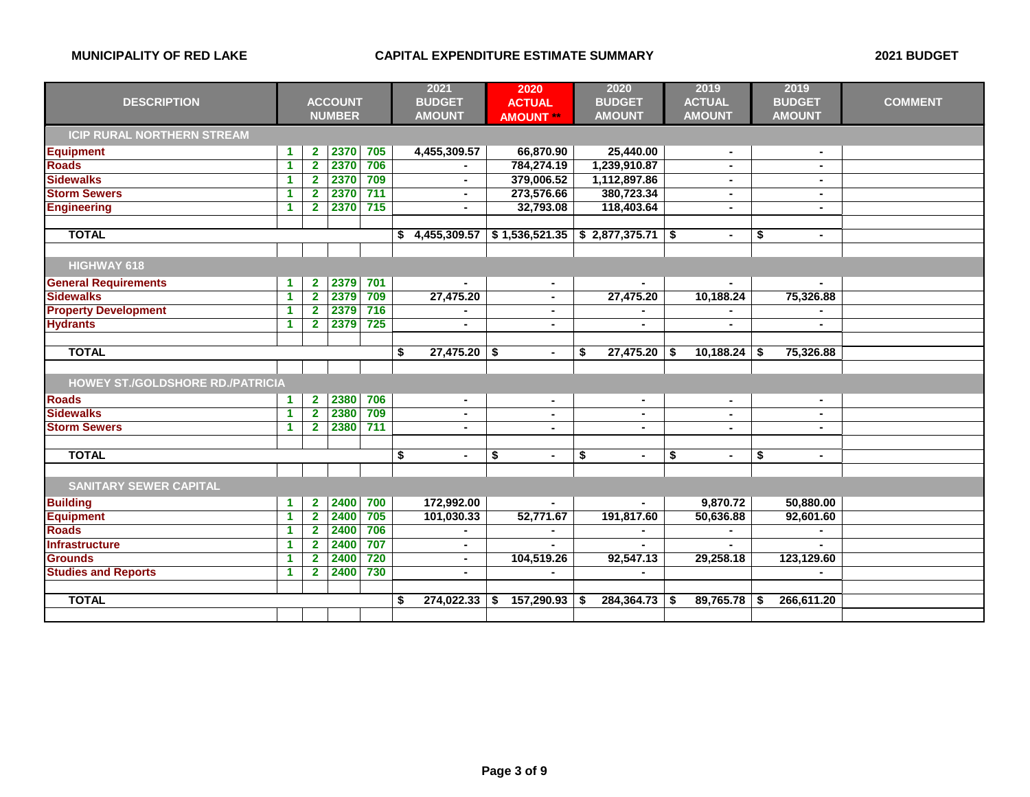**MUNICIPALITY OF RED LAKE** **CAPITAL EXPENDITURE ESTIMATE SUMMARY** **2021 BUDGET**

| DESCRIPTION | ACCOUNT NUMBER | | | | 2021 BUDGET AMOUNT | 2020 ACTUAL AMOUNT ** | 2020 BUDGET AMOUNT | 2019 ACTUAL AMOUNT | 2019 BUDGET AMOUNT | COMMENT |
|---|---|---|---|---|---|---|---|---|---|---|
| **ICIP RURAL NORTHERN STREAM** | | | | | | | | | | |
| Equipment | 1 | 2 | 2370 | 705 | 4,455,309.57 | 66,870.90 | 25,440.00 | - | - | |
| Roads | 1 | 2 | 2370 | 706 | - | 784,274.19 | 1,239,910.87 | - | - | |
| Sidewalks | 1 | 2 | 2370 | 709 | - | 379,006.52 | 1,112,897.86 | - | - | |
| Storm Sewers | 1 | 2 | 2370 | 711 | - | 273,576.66 | 380,723.34 | - | - | |
| Engineering | 1 | 2 | 2370 | 715 | - | 32,793.08 | 118,403.64 | - | - | |
| **TOTAL** | | | | | $ 4,455,309.57 | $ 1,536,521.35 | $ 2,877,375.71 | $ - | $ - | |
| **HIGHWAY 618** | | | | | | | | | | |
| General Requirements | 1 | 2 | 2379 | 701 | - | - | - | - | - | |
| Sidewalks | 1 | 2 | 2379 | 709 | 27,475.20 | - | 27,475.20 | 10,188.24 | 75,326.88 | |
| Property Development | 1 | 2 | 2379 | 716 | - | - | - | - | - | |
| Hydrants | 1 | 2 | 2379 | 725 | - | - | - | - | - | |
| **TOTAL** | | | | | $ 27,475.20 | $ - | $ 27,475.20 | $ 10,188.24 | $ 75,326.88 | |
| **HOWEY ST./GOLDSHORE RD./PATRICIA** | | | | | | | | | | |
| Roads | 1 | 2 | 2380 | 706 | - | - | - | - | - | |
| Sidewalks | 1 | 2 | 2380 | 709 | - | - | - | - | - | |
| Storm Sewers | 1 | 2 | 2380 | 711 | - | - | - | - | - | |
| **TOTAL** | | | | | $ - | $ - | $ - | $ - | $ - | |
| **SANITARY SEWER CAPITAL** | | | | | | | | | | |
| Building | 1 | 2 | 2400 | 700 | 172,992.00 | - | - | 9,870.72 | 50,880.00 | |
| Equipment | 1 | 2 | 2400 | 705 | 101,030.33 | 52,771.67 | 191,817.60 | 50,636.88 | 92,601.60 | |
| Roads | 1 | 2 | 2400 | 706 | - | - | - | - | - | |
| Infrastructure | 1 | 2 | 2400 | 707 | - | - | - | - | - | |
| Grounds | 1 | 2 | 2400 | 720 | - | 104,519.26 | 92,547.13 | 29,258.18 | 123,129.60 | |
| Studies and Reports | 1 | 2 | 2400 | 730 | - | - | - | | - | |
| **TOTAL** | | | | | $ 274,022.33 | $ 157,290.93 | $ 284,364.73 | $ 89,765.78 | $ 266,611.20 | |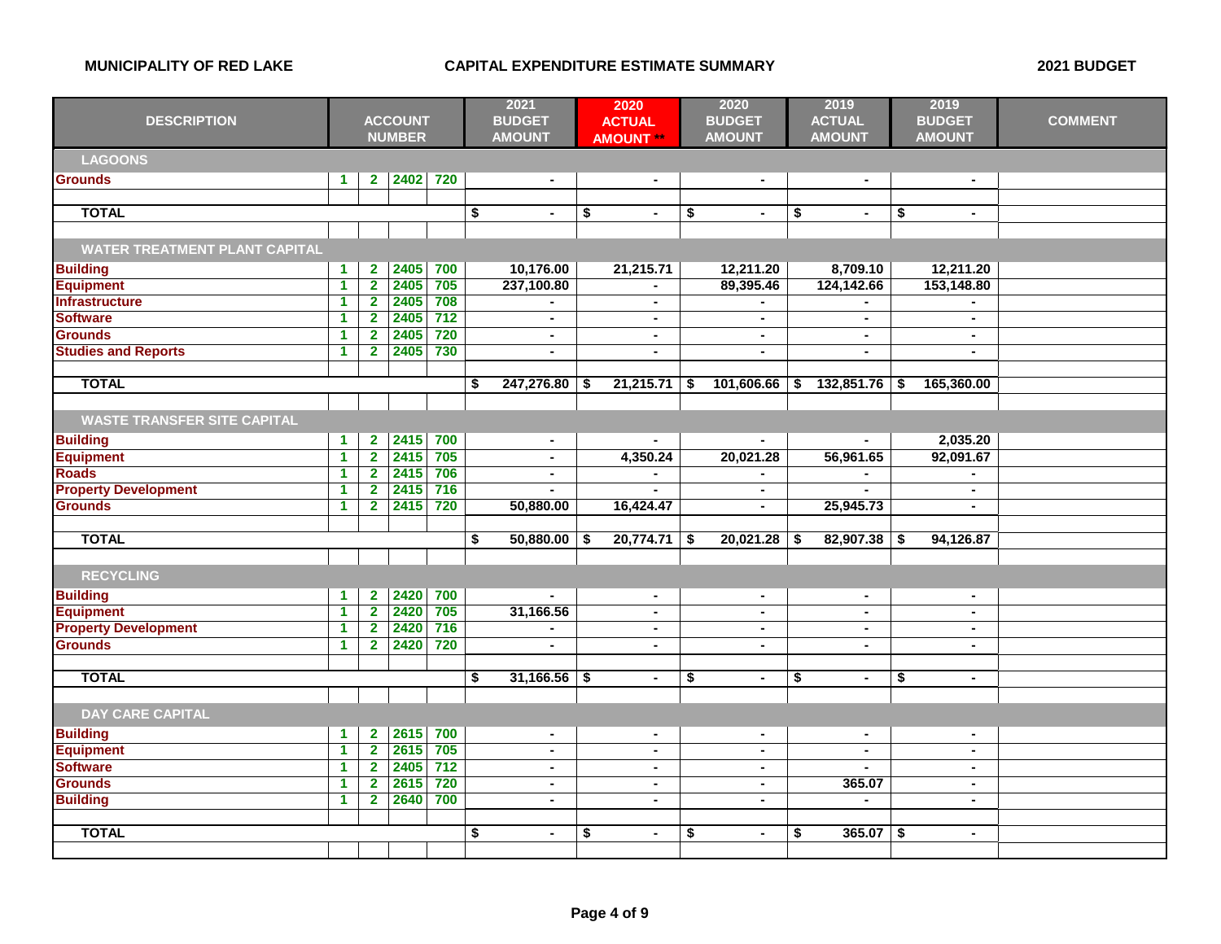MUNICIPALITY OF RED LAKE — CAPITAL EXPENDITURE ESTIMATE SUMMARY — 2021 BUDGET

| DESCRIPTION | ACCOUNT NUMBER | | | | 2021 BUDGET AMOUNT | 2020 ACTUAL AMOUNT ** | 2020 BUDGET AMOUNT | 2019 ACTUAL AMOUNT | 2019 BUDGET AMOUNT | COMMENT |
|---|---|---|---|---|---|---|---|---|---|---|
| **LAGOONS** | | | | | | | | | | |
| Grounds | 1 | 2 | 2402 | 720 | - | - | - | - | - | |
| **TOTAL** | | | | | $ - | $ - | $ - | $ - | $ - | |
| **WATER TREATMENT PLANT CAPITAL** | | | | | | | | | | |
| Building | 1 | 2 | 2405 | 700 | 10,176.00 | 21,215.71 | 12,211.20 | 8,709.10 | 12,211.20 | |
| Equipment | 1 | 2 | 2405 | 705 | 237,100.80 | - | 89,395.46 | 124,142.66 | 153,148.80 | |
| Infrastructure | 1 | 2 | 2405 | 708 | - | - | - | - | - | |
| Software | 1 | 2 | 2405 | 712 | - | - | - | - | - | |
| Grounds | 1 | 2 | 2405 | 720 | - | - | - | - | - | |
| Studies and Reports | 1 | 2 | 2405 | 730 | - | - | - | - | - | |
| **TOTAL** | | | | | $ 247,276.80 | $ 21,215.71 | $ 101,606.66 | $ 132,851.76 | $ 165,360.00 | |
| **WASTE TRANSFER SITE CAPITAL** | | | | | | | | | | |
| Building | 1 | 2 | 2415 | 700 | - | - | - | - | 2,035.20 | |
| Equipment | 1 | 2 | 2415 | 705 | - | 4,350.24 | 20,021.28 | 56,961.65 | 92,091.67 | |
| Roads | 1 | 2 | 2415 | 706 | - | - | - | - | - | |
| Property Development | 1 | 2 | 2415 | 716 | - | - | - | - | - | |
| Grounds | 1 | 2 | 2415 | 720 | 50,880.00 | 16,424.47 | - | 25,945.73 | - | |
| **TOTAL** | | | | | $ 50,880.00 | $ 20,774.71 | $ 20,021.28 | $ 82,907.38 | $ 94,126.87 | |
| **RECYCLING** | | | | | | | | | | |
| Building | 1 | 2 | 2420 | 700 | - | - | - | - | - | |
| Equipment | 1 | 2 | 2420 | 705 | 31,166.56 | - | - | - | - | |
| Property Development | 1 | 2 | 2420 | 716 | - | - | - | - | - | |
| Grounds | 1 | 2 | 2420 | 720 | - | - | - | - | - | |
| **TOTAL** | | | | | $ 31,166.56 | $ - | $ - | $ - | $ - | |
| **DAY CARE CAPITAL** | | | | | | | | | | |
| Building | 1 | 2 | 2615 | 700 | - | - | - | - | - | |
| Equipment | 1 | 2 | 2615 | 705 | - | - | - | - | - | |
| Software | 1 | 2 | 2405 | 712 | - | - | - | - | - | |
| Grounds | 1 | 2 | 2615 | 720 | - | - | - | 365.07 | - | |
| Building | 1 | 2 | 2640 | 700 | - | - | - | - | - | |
| **TOTAL** | | | | | $ - | $ - | $ - | $ 365.07 | $ - | |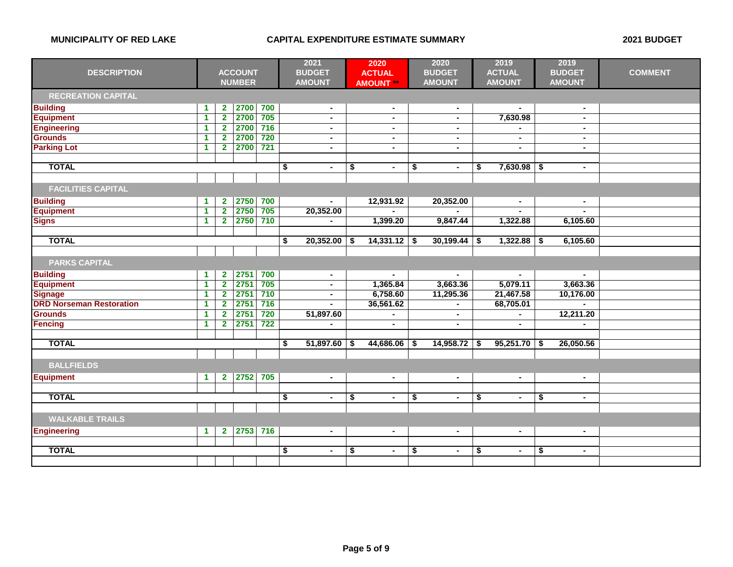**MUNICIPALITY OF RED LAKE** **CAPITAL EXPENDITURE ESTIMATE SUMMARY** **2021 BUDGET**

| DESCRIPTION | ACCOUNT NUMBER | | | | 2021 BUDGET AMOUNT | 2020 ACTUAL AMOUNT ** | 2020 BUDGET AMOUNT | 2019 ACTUAL AMOUNT | 2019 BUDGET AMOUNT | COMMENT |
|---|---|---|---|---|---|---|---|---|---|---|
| **RECREATION CAPITAL** | | | | | | | | | | |
| Building | 1 | 2 | 2700 | 700 | - | - | - | - | - | |
| Equipment | 1 | 2 | 2700 | 705 | - | - | - | 7,630.98 | - | |
| Engineering | 1 | 2 | 2700 | 716 | - | - | - | - | - | |
| Grounds | 1 | 2 | 2700 | 720 | - | - | - | - | - | |
| Parking Lot | 1 | 2 | 2700 | 721 | - | - | - | - | - | |
| **TOTAL** | | | | | $ - | $ - | $ - | $ 7,630.98 | $ - | |
| **FACILITIES CAPITAL** | | | | | | | | | | |
| Building | 1 | 2 | 2750 | 700 | - | 12,931.92 | 20,352.00 | - | - | |
| Equipment | 1 | 2 | 2750 | 705 | 20,352.00 | - | - | - | - | |
| Signs | 1 | 2 | 2750 | 710 | - | 1,399.20 | 9,847.44 | 1,322.88 | 6,105.60 | |
| **TOTAL** | | | | | $ 20,352.00 | $ 14,331.12 | $ 30,199.44 | $ 1,322.88 | $ 6,105.60 | |
| **PARKS CAPITAL** | | | | | | | | | | |
| Building | 1 | 2 | 2751 | 700 | - | - | - | - | - | |
| Equipment | 1 | 2 | 2751 | 705 | - | 1,365.84 | 3,663.36 | 5,079.11 | 3,663.36 | |
| Signage | 1 | 2 | 2751 | 710 | - | 6,758.60 | 11,295.36 | 21,467.58 | 10,176.00 | |
| DRD Norseman Restoration | 1 | 2 | 2751 | 716 | - | 36,561.62 | - | 68,705.01 | - | |
| Grounds | 1 | 2 | 2751 | 720 | 51,897.60 | - | - | - | 12,211.20 | |
| Fencing | 1 | 2 | 2751 | 722 | - | - | - | - | - | |
| **TOTAL** | | | | | $ 51,897.60 | $ 44,686.06 | $ 14,958.72 | $ 95,251.70 | $ 26,050.56 | |
| **BALLFIELDS** | | | | | | | | | | |
| Equipment | 1 | 2 | 2752 | 705 | - | - | - | - | - | |
| **TOTAL** | | | | | $ - | $ - | $ - | $ - | $ - | |
| **WALKABLE TRAILS** | | | | | | | | | | |
| Engineering | 1 | 2 | 2753 | 716 | - | - | - | - | - | |
| **TOTAL** | | | | | $ - | $ - | $ - | $ - | $ - | |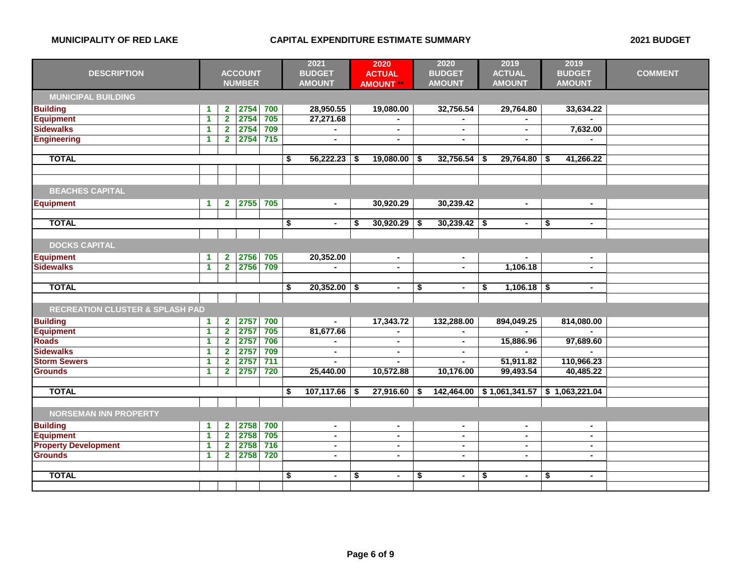**MUNICIPALITY OF RED LAKE** | **CAPITAL EXPENDITURE ESTIMATE SUMMARY** | **2021 BUDGET**

| DESCRIPTION | ACCOUNT NUMBER | | | | 2021 BUDGET AMOUNT | 2020 ACTUAL AMOUNT ** | 2020 BUDGET AMOUNT | 2019 ACTUAL AMOUNT | 2019 BUDGET AMOUNT | COMMENT |
|---|---|---|---|---|---|---|---|---|---|---|
| **MUNICIPAL BUILDING** | | | | | | | | | | |
| Building | 1 | 2 | 2754 | 700 | 28,950.55 | 19,080.00 | 32,756.54 | 29,764.80 | 33,634.22 | |
| Equipment | 1 | 2 | 2754 | 705 | 27,271.68 | - | - | - | - | |
| Sidewalks | 1 | 2 | 2754 | 709 | - | - | - | - | 7,632.00 | |
| Engineering | 1 | 2 | 2754 | 715 | - | - | - | - | - | |
| **TOTAL** | | | | | $ 56,222.23 | $ 19,080.00 | $ 32,756.54 | $ 29,764.80 | $ 41,266.22 | |
| **BEACHES CAPITAL** | | | | | | | | | | |
| Equipment | 1 | 2 | 2755 | 705 | - | 30,920.29 | 30,239.42 | - | - | |
| **TOTAL** | | | | | $ - | $ 30,920.29 | $ 30,239.42 | $ - | $ - | |
| **DOCKS CAPITAL** | | | | | | | | | | |
| Equipment | 1 | 2 | 2756 | 705 | 20,352.00 | - | - | - | - | |
| Sidewalks | 1 | 2 | 2756 | 709 | - | - | - | 1,106.18 | - | |
| **TOTAL** | | | | | $ 20,352.00 | $ - | $ - | $ 1,106.18 | $ - | |
| **RECREATION CLUSTER & SPLASH PAD** | | | | | | | | | | |
| Building | 1 | 2 | 2757 | 700 | - | 17,343.72 | 132,288.00 | 894,049.25 | 814,080.00 | |
| Equipment | 1 | 2 | 2757 | 705 | 81,677.66 | - | - | - | - | |
| Roads | 1 | 2 | 2757 | 706 | - | - | - | 15,886.96 | 97,689.60 | |
| Sidewalks | 1 | 2 | 2757 | 709 | - | - | - | - | - | |
| Storm Sewers | 1 | 2 | 2757 | 711 | - | - | - | 51,911.82 | 110,966.23 | |
| Grounds | 1 | 2 | 2757 | 720 | 25,440.00 | 10,572.88 | 10,176.00 | 99,493.54 | 40,485.22 | |
| **TOTAL** | | | | | $ 107,117.66 | $ 27,916.60 | $ 142,464.00 | $ 1,061,341.57 | $ 1,063,221.04 | |
| **NORSEMAN INN PROPERTY** | | | | | | | | | | |
| Building | 1 | 2 | 2758 | 700 | - | - | - | - | - | |
| Equipment | 1 | 2 | 2758 | 705 | - | - | - | - | - | |
| Property Development | 1 | 2 | 2758 | 716 | - | - | - | - | - | |
| Grounds | 1 | 2 | 2758 | 720 | - | - | - | - | - | |
| **TOTAL** | | | | | $ - | $ - | $ - | $ - | $ - | |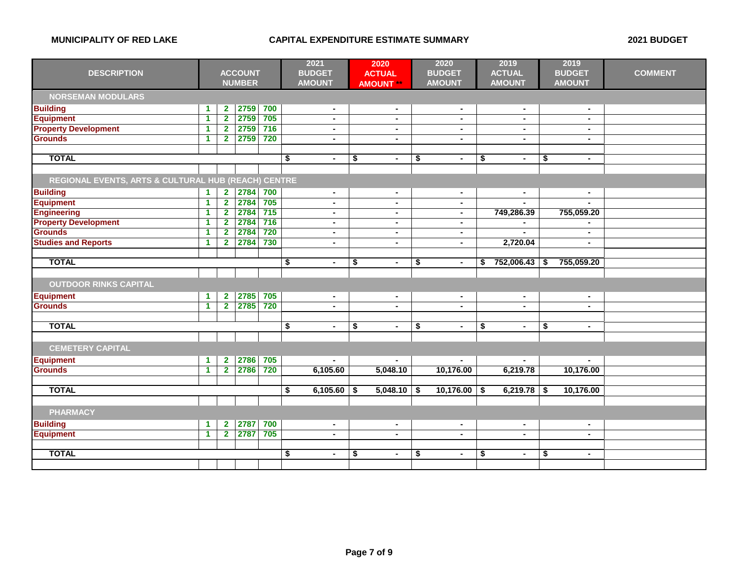**MUNICIPALITY OF RED LAKE** | **CAPITAL EXPENDITURE ESTIMATE SUMMARY** | **2021 BUDGET**

| DESCRIPTION | ACCOUNT NUMBER | | | | 2021 BUDGET AMOUNT | 2020 ACTUAL AMOUNT ** | 2020 BUDGET AMOUNT | 2019 ACTUAL AMOUNT | 2019 BUDGET AMOUNT | COMMENT |
|---|---|---|---|---|---|---|---|---|---|---|
| **NORSEMAN MODULARS** | | | | | | | | | | |
| Building | 1 | 2 | 2759 | 700 | - | - | - | - | - | |
| Equipment | 1 | 2 | 2759 | 705 | - | - | - | - | - | |
| Property Development | 1 | 2 | 2759 | 716 | - | - | - | - | - | |
| Grounds | 1 | 2 | 2759 | 720 | - | - | - | - | - | |
| **TOTAL** | | | | | $ - | $ - | $ - | $ - | $ - | |
| **REGIONAL EVENTS, ARTS & CULTURAL HUB (REACH) CENTRE** | | | | | | | | | | |
| Building | 1 | 2 | 2784 | 700 | - | - | - | - | - | |
| Equipment | 1 | 2 | 2784 | 705 | - | - | - | - | - | |
| Engineering | 1 | 2 | 2784 | 715 | - | - | - | 749,286.39 | 755,059.20 | |
| Property Development | 1 | 2 | 2784 | 716 | - | - | - | - | - | |
| Grounds | 1 | 2 | 2784 | 720 | - | - | - | - | - | |
| Studies and Reports | 1 | 2 | 2784 | 730 | - | - | - | 2,720.04 | - | |
| **TOTAL** | | | | | $ - | $ - | $ - | $ 752,006.43 | $ 755,059.20 | |
| **OUTDOOR RINKS CAPITAL** | | | | | | | | | | |
| Equipment | 1 | 2 | 2785 | 705 | - | - | - | - | - | |
| Grounds | 1 | 2 | 2785 | 720 | - | - | - | - | - | |
| **TOTAL** | | | | | $ - | $ - | $ - | $ - | $ - | |
| **CEMETERY CAPITAL** | | | | | | | | | | |
| Equipment | 1 | 2 | 2786 | 705 | - | - | - | - | - | |
| Grounds | 1 | 2 | 2786 | 720 | 6,105.60 | 5,048.10 | 10,176.00 | 6,219.78 | 10,176.00 | |
| **TOTAL** | | | | | $ 6,105.60 | $ 5,048.10 | $ 10,176.00 | $ 6,219.78 | $ 10,176.00 | |
| **PHARMACY** | | | | | | | | | | |
| Building | 1 | 2 | 2787 | 700 | - | - | - | - | - | |
| Equipment | 1 | 2 | 2787 | 705 | - | - | - | - | - | |
| **TOTAL** | | | | | $ - | $ - | $ - | $ - | $ - | |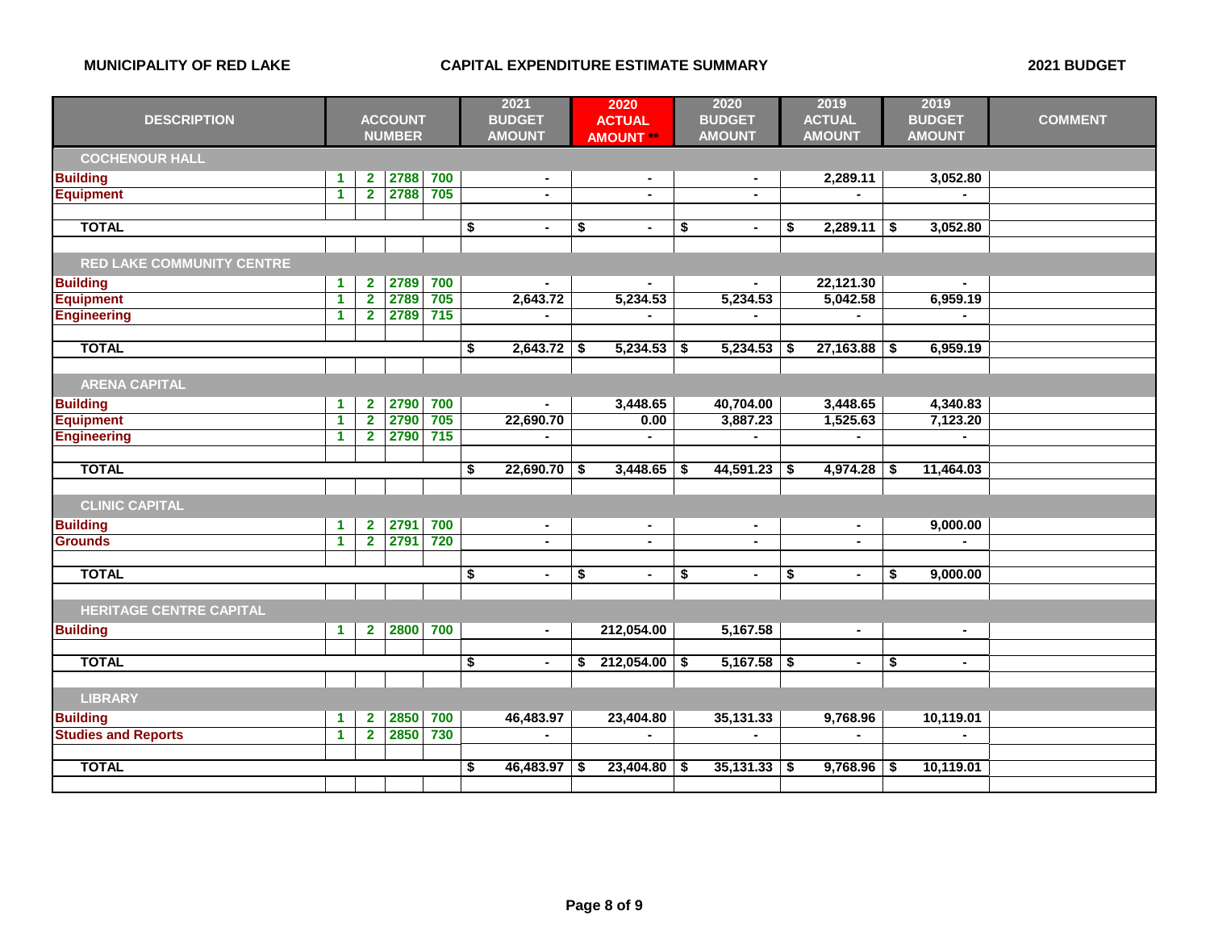MUNICIPALITY OF RED LAKE — CAPITAL EXPENDITURE ESTIMATE SUMMARY — 2021 BUDGET

| DESCRIPTION | ACCOUNT NUMBER | | | | 2021 BUDGET AMOUNT | 2020 ACTUAL AMOUNT ** | 2020 BUDGET AMOUNT | 2019 ACTUAL AMOUNT | 2019 BUDGET AMOUNT | COMMENT |
|---|---|---|---|---|---|---|---|---|---|---|
| **COCHENOUR HALL** | | | | | | | | | | |
| Building | 1 | 2 | 2788 | 700 | - | - | - | 2,289.11 | 3,052.80 | |
| Equipment | 1 | 2 | 2788 | 705 | - | - | - | - | - | |
| **TOTAL** | | | | | $ - | $ - | $ - | $ 2,289.11 | $ 3,052.80 | |
| **RED LAKE COMMUNITY CENTRE** | | | | | | | | | | |
| Building | 1 | 2 | 2789 | 700 | - | - | - | 22,121.30 | - | |
| Equipment | 1 | 2 | 2789 | 705 | 2,643.72 | 5,234.53 | 5,234.53 | 5,042.58 | 6,959.19 | |
| Engineering | 1 | 2 | 2789 | 715 | - | - | - | - | - | |
| **TOTAL** | | | | | $ 2,643.72 | $ 5,234.53 | $ 5,234.53 | $ 27,163.88 | $ 6,959.19 | |
| **ARENA CAPITAL** | | | | | | | | | | |
| Building | 1 | 2 | 2790 | 700 | - | 3,448.65 | 40,704.00 | 3,448.65 | 4,340.83 | |
| Equipment | 1 | 2 | 2790 | 705 | 22,690.70 | 0.00 | 3,887.23 | 1,525.63 | 7,123.20 | |
| Engineering | 1 | 2 | 2790 | 715 | - | - | - | - | - | |
| **TOTAL** | | | | | $ 22,690.70 | $ 3,448.65 | $ 44,591.23 | $ 4,974.28 | $ 11,464.03 | |
| **CLINIC CAPITAL** | | | | | | | | | | |
| Building | 1 | 2 | 2791 | 700 | - | - | - | - | 9,000.00 | |
| Grounds | 1 | 2 | 2791 | 720 | - | - | - | - | - | |
| **TOTAL** | | | | | $ - | $ - | $ - | $ - | $ 9,000.00 | |
| **HERITAGE CENTRE CAPITAL** | | | | | | | | | | |
| Building | 1 | 2 | 2800 | 700 | - | 212,054.00 | 5,167.58 | - | - | |
| **TOTAL** | | | | | $ - | $ 212,054.00 | $ 5,167.58 | $ - | $ - | |
| **LIBRARY** | | | | | | | | | | |
| Building | 1 | 2 | 2850 | 700 | 46,483.97 | 23,404.80 | 35,131.33 | 9,768.96 | 10,119.01 | |
| Studies and Reports | 1 | 2 | 2850 | 730 | - | - | - | - | - | |
| **TOTAL** | | | | | $ 46,483.97 | $ 23,404.80 | $ 35,131.33 | $ 9,768.96 | $ 10,119.01 | |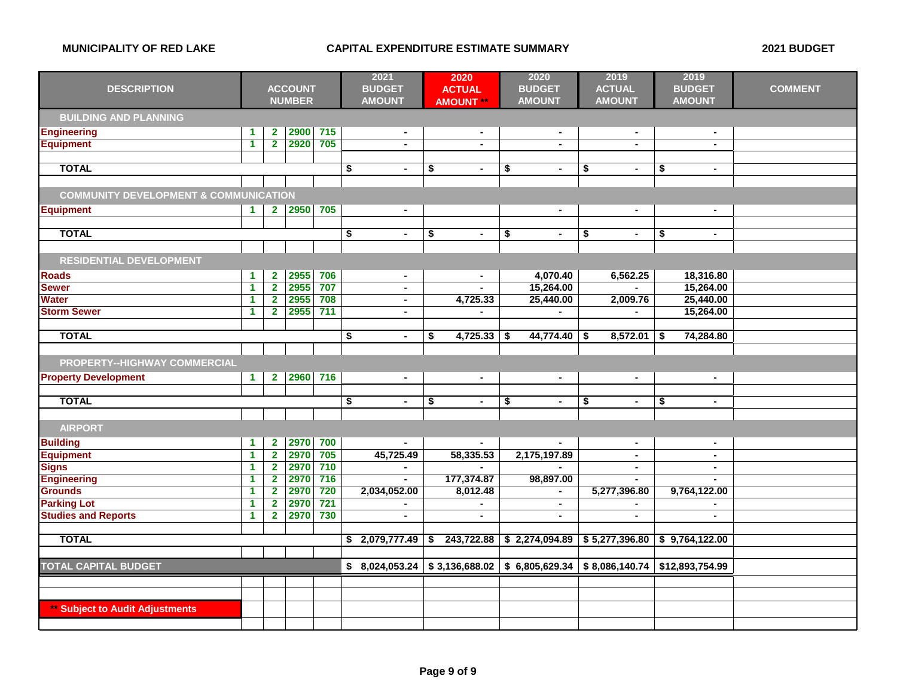**MUNICIPALITY OF RED LAKE** **CAPITAL EXPENDITURE ESTIMATE SUMMARY** **2021 BUDGET**

| DESCRIPTION | ACCOUNT NUMBER | | | | 2021 BUDGET AMOUNT | 2020 ACTUAL AMOUNT ** | 2020 BUDGET AMOUNT | 2019 ACTUAL AMOUNT | 2019 BUDGET AMOUNT | COMMENT |
|---|---|---|---|---|---|---|---|---|---|---|
| **BUILDING AND PLANNING** | | | | | | | | | | |
| Engineering | 1 | 2 | 2900 | 715 | - | - | - | - | - | |
| Equipment | 1 | 2 | 2920 | 705 | - | - | - | - | - | |
| **TOTAL** | | | | | $ - | $ - | $ - | $ - | $ - | |
| **COMMUNITY DEVELOPMENT & COMMUNICATION** | | | | | | | | | | |
| Equipment | 1 | 2 | 2950 | 705 | - | | - | - | - | |
| **TOTAL** | | | | | $ - | $ - | $ - | $ - | $ - | |
| **RESIDENTIAL DEVELOPMENT** | | | | | | | | | | |
| Roads | 1 | 2 | 2955 | 706 | - | - | 4,070.40 | 6,562.25 | 18,316.80 | |
| Sewer | 1 | 2 | 2955 | 707 | - | - | 15,264.00 | - | 15,264.00 | |
| Water | 1 | 2 | 2955 | 708 | - | 4,725.33 | 25,440.00 | 2,009.76 | 25,440.00 | |
| Storm Sewer | 1 | 2 | 2955 | 711 | - | - | - | - | 15,264.00 | |
| **TOTAL** | | | | | $ - | $ 4,725.33 | $ 44,774.40 | $ 8,572.01 | $ 74,284.80 | |
| **PROPERTY--HIGHWAY COMMERCIAL** | | | | | | | | | | |
| Property Development | 1 | 2 | 2960 | 716 | - | - | - | - | - | |
| **TOTAL** | | | | | $ - | $ - | $ - | $ - | $ - | |
| **AIRPORT** | | | | | | | | | | |
| Building | 1 | 2 | 2970 | 700 | - | - | - | - | - | |
| Equipment | 1 | 2 | 2970 | 705 | 45,725.49 | 58,335.53 | 2,175,197.89 | - | - | |
| Signs | 1 | 2 | 2970 | 710 | - | - | - | - | - | |
| Engineering | 1 | 2 | 2970 | 716 | - | 177,374.87 | 98,897.00 | - | - | |
| Grounds | 1 | 2 | 2970 | 720 | 2,034,052.00 | 8,012.48 | - | 5,277,396.80 | 9,764,122.00 | |
| Parking Lot | 1 | 2 | 2970 | 721 | - | - | - | - | - | |
| Studies and Reports | 1 | 2 | 2970 | 730 | - | - | - | - | - | |
| **TOTAL** | | | | | $ 2,079,777.49 | $ 243,722.88 | $ 2,274,094.89 | $ 5,277,396.80 | $ 9,764,122.00 | |
| **TOTAL CAPITAL BUDGET** | | | | | $ 8,024,053.24 | $ 3,136,688.02 | $ 6,805,629.34 | $ 8,086,140.74 | $12,893,754.99 | |

**** Subject to Audit Adjustments**